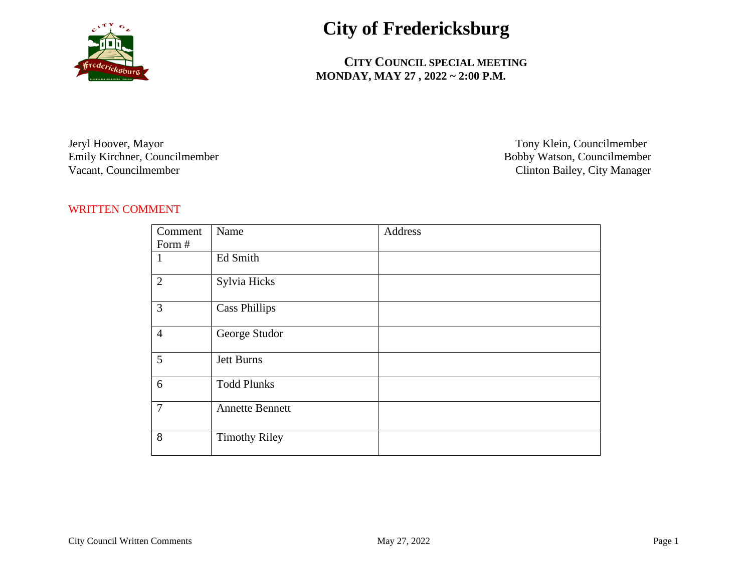# City of Fredericksburg

**CITY COUNCIL SPECIAL MEETING**
**MONDAY, MAY 27 , 2022 ~ 2:00 P.M.**

Jeryl Hoover, Mayor
Emily Kirchner, Councilmember
Vacant, Councilmember

Tony Klein, Councilmember
Bobby Watson, Councilmember
Clinton Bailey, City Manager

WRITTEN COMMENT

| Comment Form # | Name | Address |
|---|---|---|
| 1 | Ed Smith | |
| 2 | Sylvia Hicks | |
| 3 | Cass Phillips | |
| 4 | George Studor | |
| 5 | Jett Burns | |
| 6 | Todd Plunks | |
| 7 | Annette Bennett | |
| 8 | Timothy Riley | |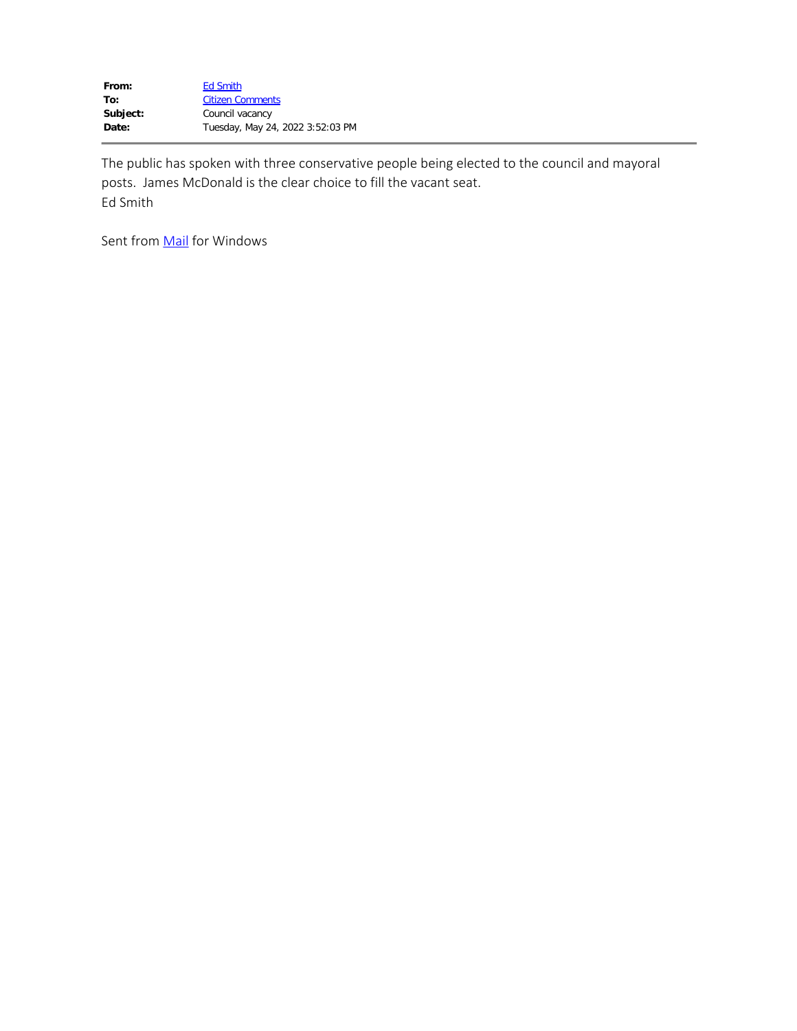| | |
|---|---|
| **From:** | Ed Smith |
| **To:** | Citizen Comments |
| **Subject:** | Council vacancy |
| **Date:** | Tuesday, May 24, 2022 3:52:03 PM |

---

The public has spoken with three conservative people being elected to the council and mayoral posts. James McDonald is the clear choice to fill the vacant seat.
Ed Smith

Sent from Mail for Windows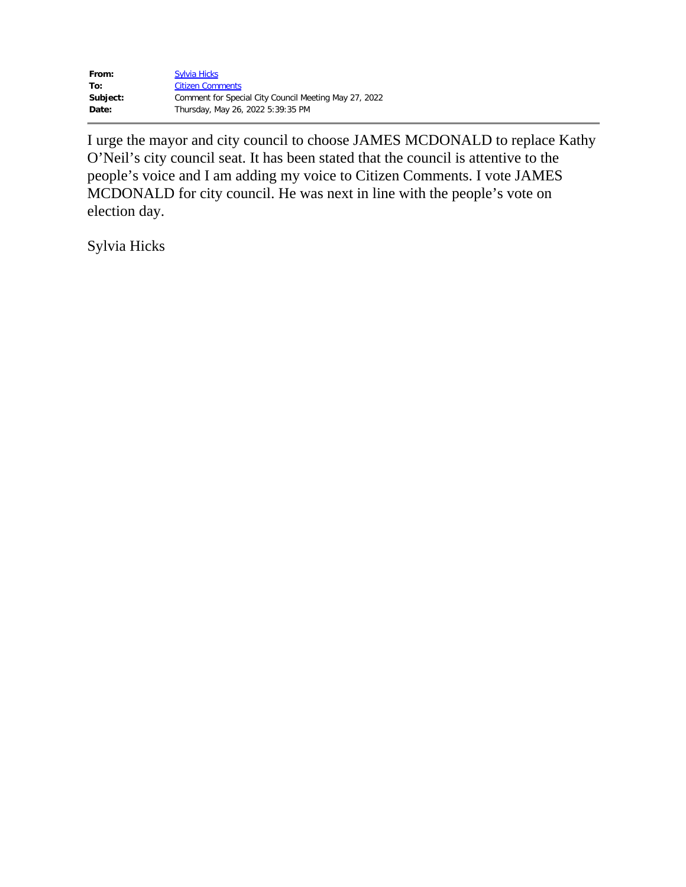| | |
|---|---|
| **From:** | Sylvia Hicks |
| **To:** | Citizen Comments |
| **Subject:** | Comment for Special City Council Meeting May 27, 2022 |
| **Date:** | Thursday, May 26, 2022 5:39:35 PM |

---

I urge the mayor and city council to choose JAMES MCDONALD to replace Kathy O'Neil's city council seat. It has been stated that the council is attentive to the people's voice and I am adding my voice to Citizen Comments. I vote JAMES MCDONALD for city council. He was next in line with the people's vote on election day.

Sylvia Hicks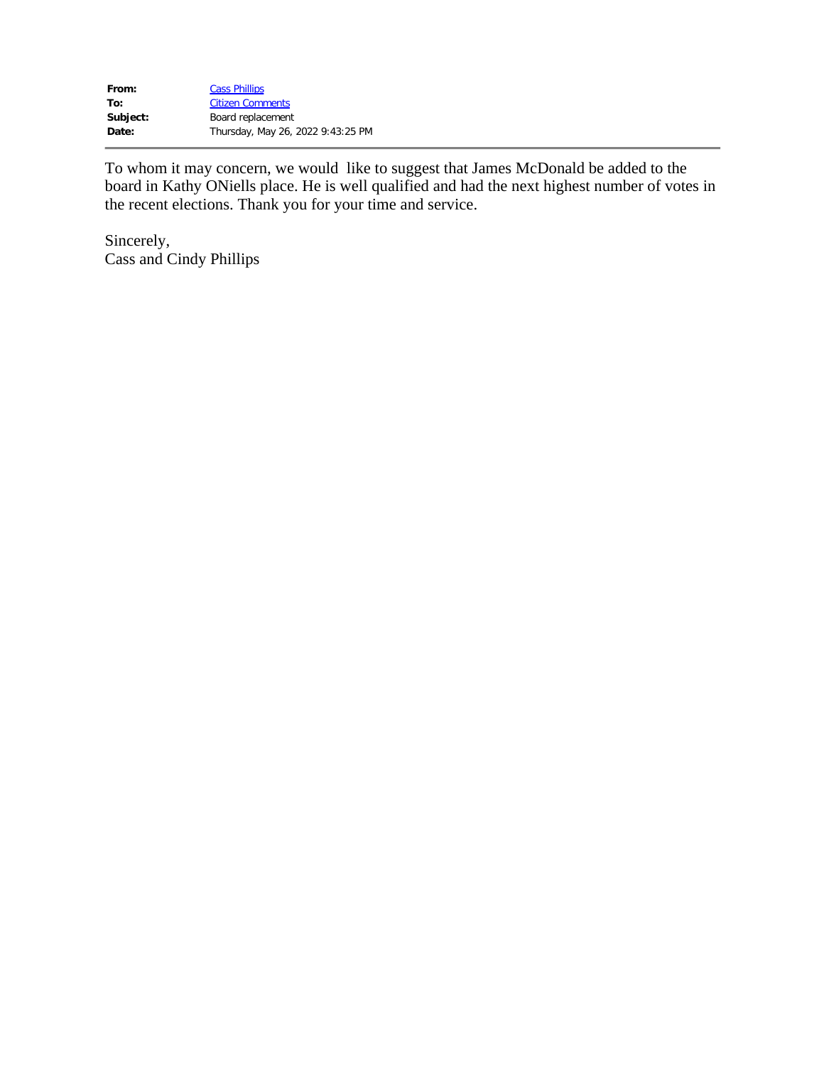|  |  |
| --- | --- |
| **From:** | Cass Phillips |
| **To:** | Citizen Comments |
| **Subject:** | Board replacement |
| **Date:** | Thursday, May 26, 2022 9:43:25 PM |

---

To whom it may concern, we would  like to suggest that James McDonald be added to the board in Kathy ONiells place. He is well qualified and had the next highest number of votes in the recent elections. Thank you for your time and service.

Sincerely,
Cass and Cindy Phillips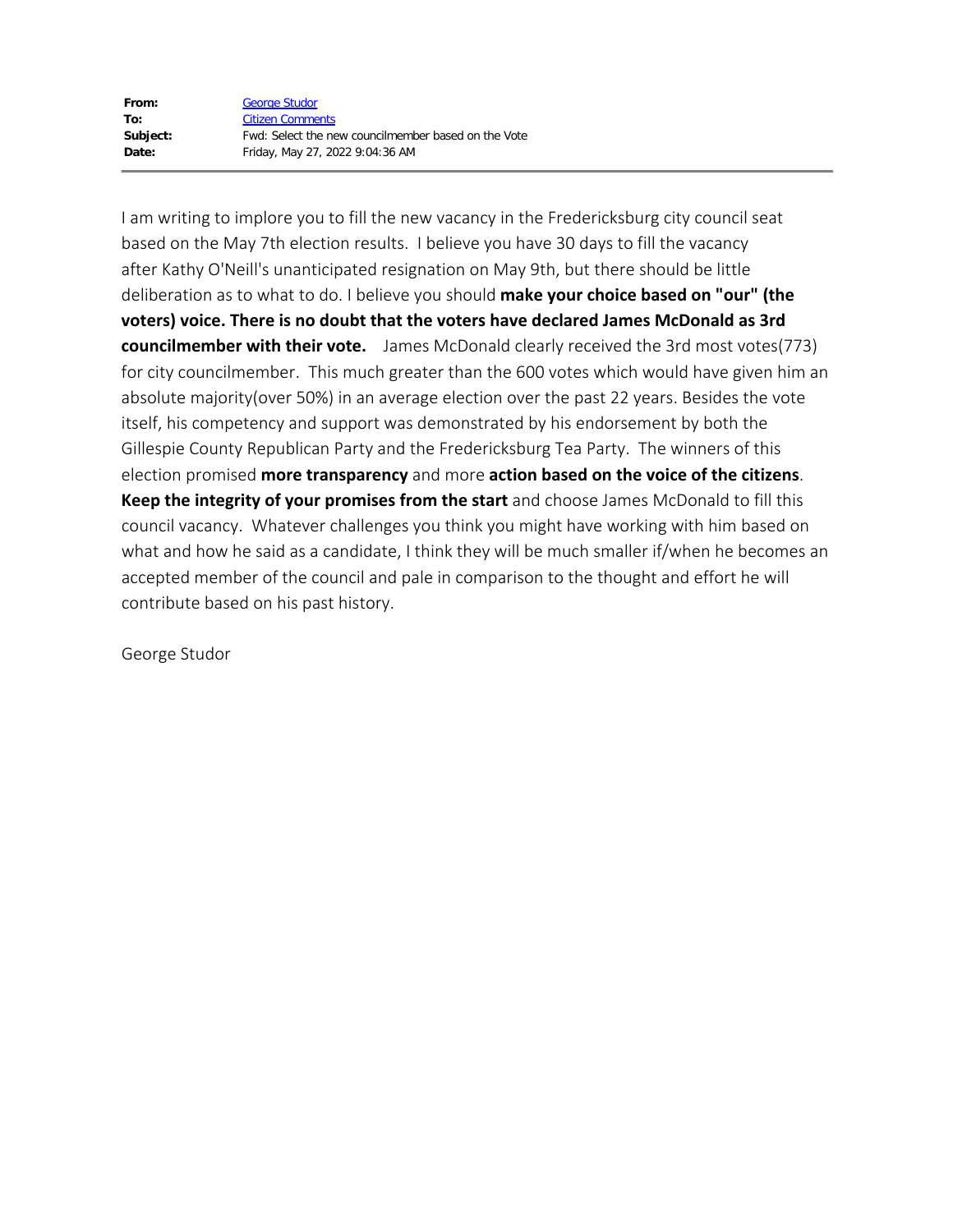| | |
|---|---|
| **From:** | George Studor |
| **To:** | Citizen Comments |
| **Subject:** | Fwd: Select the new councilmember based on the Vote |
| **Date:** | Friday, May 27, 2022 9:04:36 AM |

I am writing to implore you to fill the new vacancy in the Fredericksburg city council seat based on the May 7th election results. I believe you have 30 days to fill the vacancy after Kathy O'Neill's unanticipated resignation on May 9th, but there should be little deliberation as to what to do. I believe you should **make your choice based on "our" (the voters) voice. There is no doubt that the voters have declared James McDonald as 3rd councilmember with their vote.** James McDonald clearly received the 3rd most votes(773) for city councilmember. This much greater than the 600 votes which would have given him an absolute majority(over 50%) in an average election over the past 22 years. Besides the vote itself, his competency and support was demonstrated by his endorsement by both the Gillespie County Republican Party and the Fredericksburg Tea Party. The winners of this election promised **more transparency** and more **action based on the voice of the citizens**. **Keep the integrity of your promises from the start** and choose James McDonald to fill this council vacancy. Whatever challenges you think you might have working with him based on what and how he said as a candidate, I think they will be much smaller if/when he becomes an accepted member of the council and pale in comparison to the thought and effort he will contribute based on his past history.

George Studor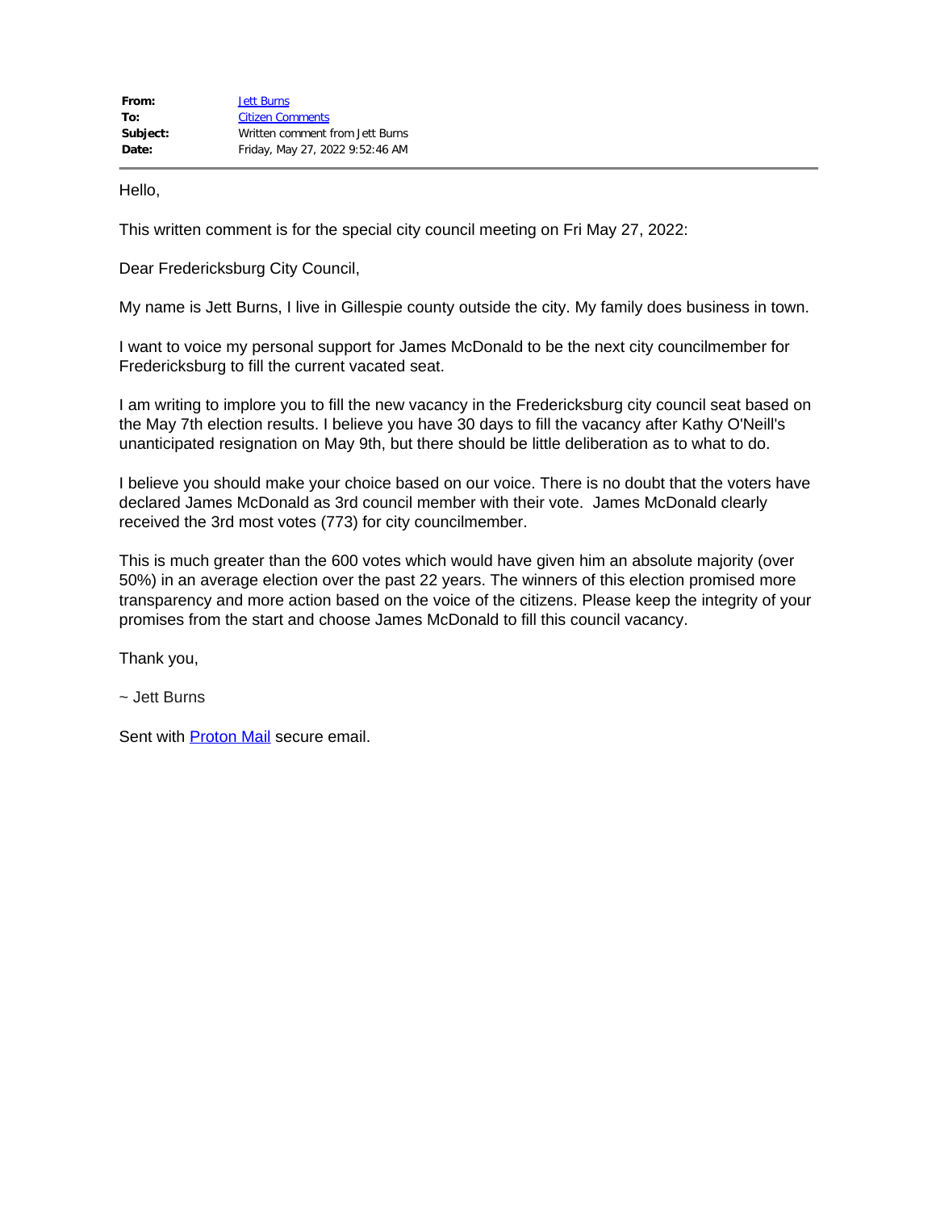| | |
|---|---|
| **From:** | Jett Burns |
| **To:** | Citizen Comments |
| **Subject:** | Written comment from Jett Burns |
| **Date:** | Friday, May 27, 2022 9:52:46 AM |

---

Hello,

This written comment is for the special city council meeting on Fri May 27, 2022:

Dear Fredericksburg City Council,

My name is Jett Burns, I live in Gillespie county outside the city. My family does business in town.

I want to voice my personal support for James McDonald to be the next city councilmember for Fredericksburg to fill the current vacated seat.

I am writing to implore you to fill the new vacancy in the Fredericksburg city council seat based on the May 7th election results. I believe you have 30 days to fill the vacancy after Kathy O'Neill's unanticipated resignation on May 9th, but there should be little deliberation as to what to do.

I believe you should make your choice based on our voice. There is no doubt that the voters have declared James McDonald as 3rd council member with their vote. James McDonald clearly received the 3rd most votes (773) for city councilmember.

This is much greater than the 600 votes which would have given him an absolute majority (over 50%) in an average election over the past 22 years. The winners of this election promised more transparency and more action based on the voice of the citizens. Please keep the integrity of your promises from the start and choose James McDonald to fill this council vacancy.

Thank you,

~ Jett Burns

Sent with Proton Mail secure email.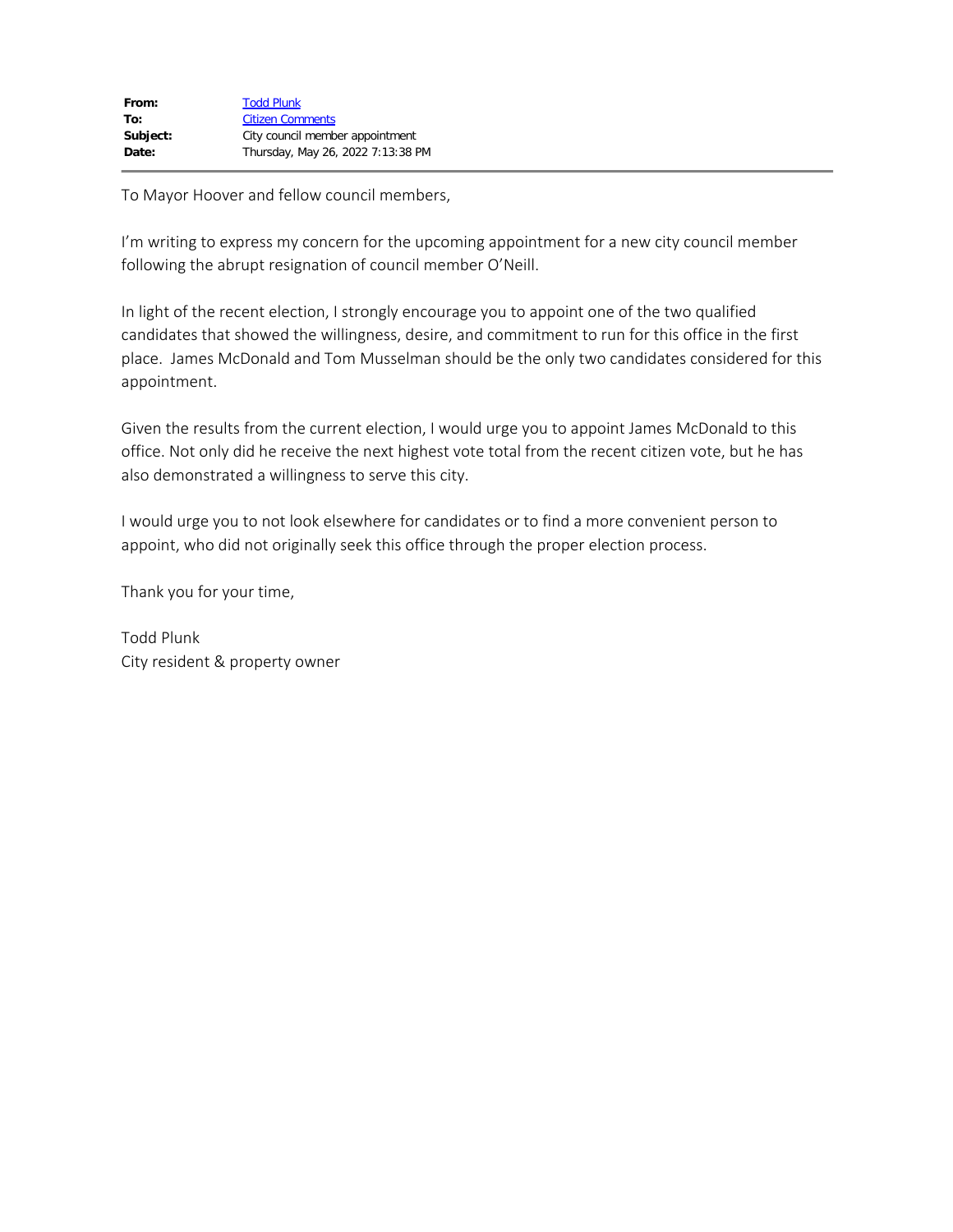**From:** Todd Plunk
**To:** Citizen Comments
**Subject:** City council member appointment
**Date:** Thursday, May 26, 2022 7:13:38 PM

---

To Mayor Hoover and fellow council members,

I'm writing to express my concern for the upcoming appointment for a new city council member following the abrupt resignation of council member O'Neill.

In light of the recent election, I strongly encourage you to appoint one of the two qualified candidates that showed the willingness, desire, and commitment to run for this office in the first place. James McDonald and Tom Musselman should be the only two candidates considered for this appointment.

Given the results from the current election, I would urge you to appoint James McDonald to this office. Not only did he receive the next highest vote total from the recent citizen vote, but he has also demonstrated a willingness to serve this city.

I would urge you to not look elsewhere for candidates or to find a more convenient person to appoint, who did not originally seek this office through the proper election process.

Thank you for your time,

Todd Plunk
City resident & property owner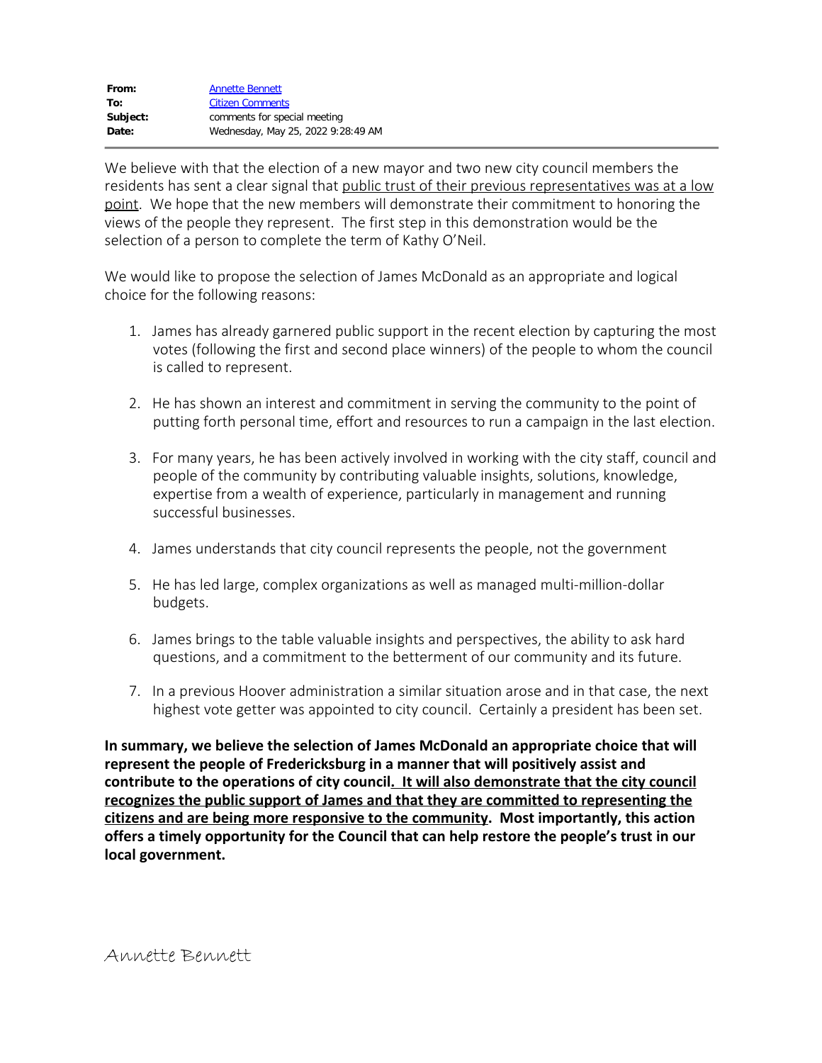| | |
|---|---|
| **From:** | Annette Bennett |
| **To:** | Citizen Comments |
| **Subject:** | comments for special meeting |
| **Date:** | Wednesday, May 25, 2022 9:28:49 AM |

We believe with that the election of a new mayor and two new city council members the residents has sent a clear signal that <u>public trust of their previous representatives was at a low point</u>. We hope that the new members will demonstrate their commitment to honoring the views of the people they represent. The first step in this demonstration would be the selection of a person to complete the term of Kathy O'Neil.

We would like to propose the selection of James McDonald as an appropriate and logical choice for the following reasons:

1. James has already garnered public support in the recent election by capturing the most votes (following the first and second place winners) of the people to whom the council is called to represent.

2. He has shown an interest and commitment in serving the community to the point of putting forth personal time, effort and resources to run a campaign in the last election.

3. For many years, he has been actively involved in working with the city staff, council and people of the community by contributing valuable insights, solutions, knowledge, expertise from a wealth of experience, particularly in management and running successful businesses.

4. James understands that city council represents the people, not the government

5. He has led large, complex organizations as well as managed multi-million-dollar budgets.

6. James brings to the table valuable insights and perspectives, the ability to ask hard questions, and a commitment to the betterment of our community and its future.

7. In a previous Hoover administration a similar situation arose and in that case, the next highest vote getter was appointed to city council. Certainly a president has been set.

**In summary, we believe the selection of James McDonald an appropriate choice that will represent the people of Fredericksburg in a manner that will positively assist and contribute to the operations of city council. <u>It will also demonstrate that the city council recognizes the public support of James and that they are committed to representing the citizens and are being more responsive to the community</u>. Most importantly, this action offers a timely opportunity for the Council that can help restore the people's trust in our local government.**

Annette Bennett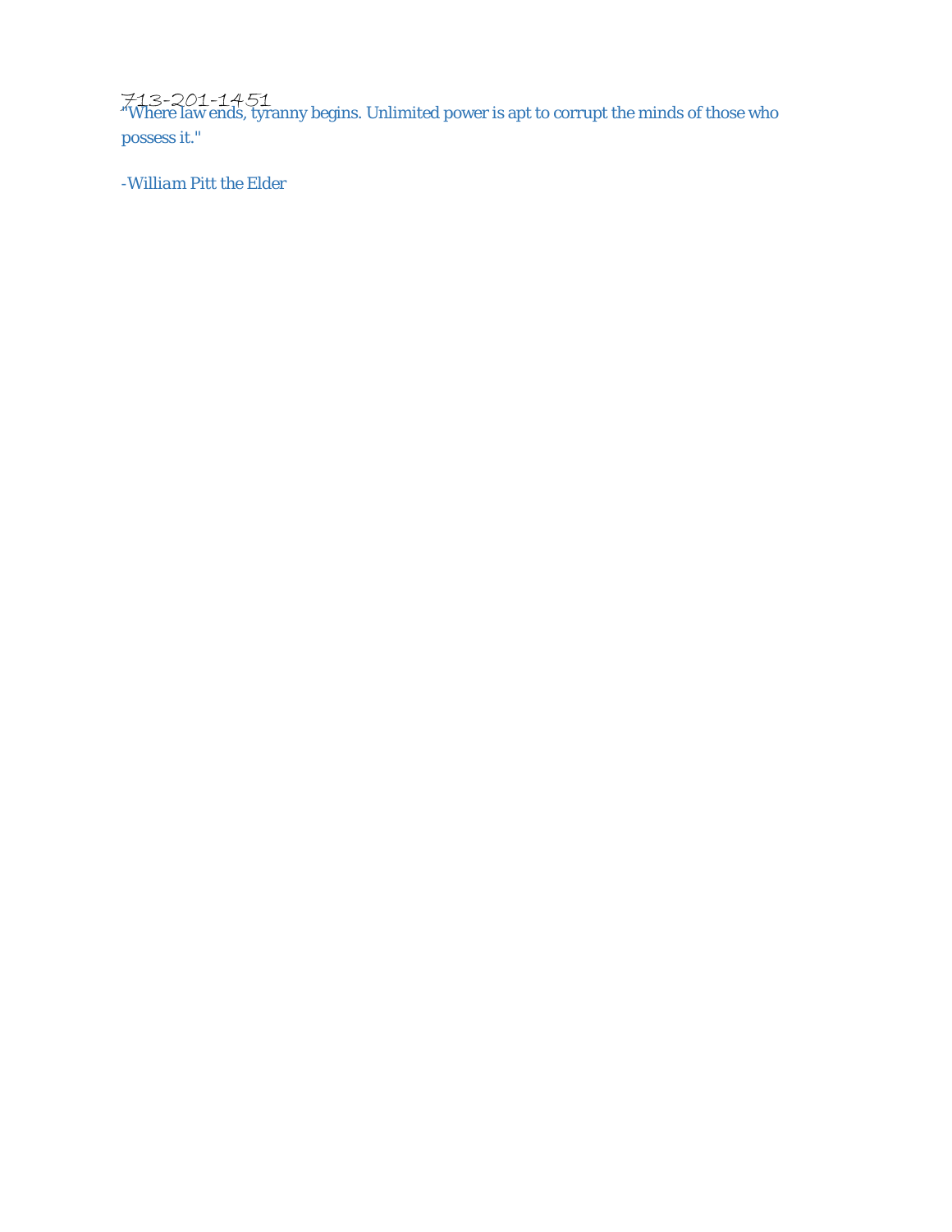713-201-1451

*"Where law ends, tyranny begins. Unlimited power is apt to corrupt the minds of those who possess it."*

*-William Pitt the Elder*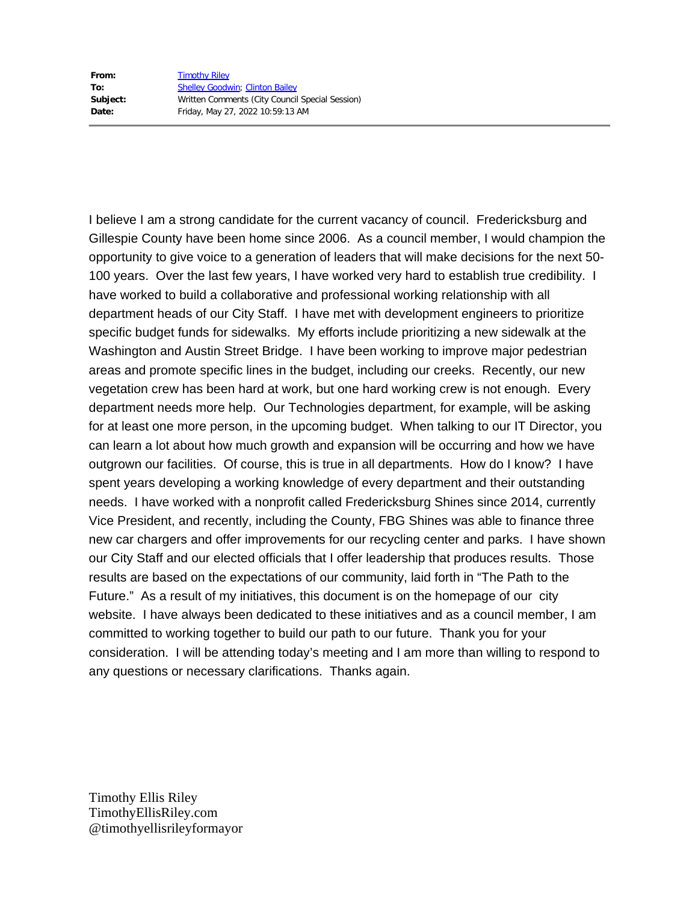**From:** Timothy Riley
**To:** Shelley Goodwin; Clinton Bailey
**Subject:** Written Comments (City Council Special Session)
**Date:** Friday, May 27, 2022 10:59:13 AM

---

I believe I am a strong candidate for the current vacancy of council. Fredericksburg and Gillespie County have been home since 2006. As a council member, I would champion the opportunity to give voice to a generation of leaders that will make decisions for the next 50-100 years. Over the last few years, I have worked very hard to establish true credibility. I have worked to build a collaborative and professional working relationship with all department heads of our City Staff. I have met with development engineers to prioritize specific budget funds for sidewalks. My efforts include prioritizing a new sidewalk at the Washington and Austin Street Bridge. I have been working to improve major pedestrian areas and promote specific lines in the budget, including our creeks. Recently, our new vegetation crew has been hard at work, but one hard working crew is not enough. Every department needs more help. Our Technologies department, for example, will be asking for at least one more person, in the upcoming budget. When talking to our IT Director, you can learn a lot about how much growth and expansion will be occurring and how we have outgrown our facilities. Of course, this is true in all departments. How do I know? I have spent years developing a working knowledge of every department and their outstanding needs. I have worked with a nonprofit called Fredericksburg Shines since 2014, currently Vice President, and recently, including the County, FBG Shines was able to finance three new car chargers and offer improvements for our recycling center and parks. I have shown our City Staff and our elected officials that I offer leadership that produces results. Those results are based on the expectations of our community, laid forth in "The Path to the Future." As a result of my initiatives, this document is on the homepage of our city website. I have always been dedicated to these initiatives and as a council member, I am committed to working together to build our path to our future. Thank you for your consideration. I will be attending today's meeting and I am more than willing to respond to any questions or necessary clarifications. Thanks again.

Timothy Ellis Riley
TimothyEllisRiley.com
@timothyellisrileyformayor